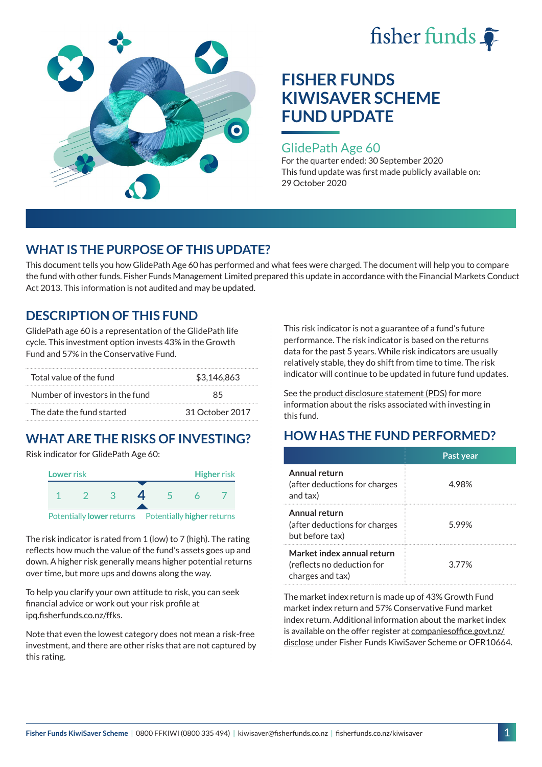fisher funds

# FISHER FUNDS KIWISAVER SCHEME FUND UPDATE

## GlidePath Age 60

For the quarter ended: 30 September 2020

This fund update was first made publicly available on: 29 October 2020

## WHAT IS THE PURPOSE OF THIS UPDATE?

This document tells you how GlidePath Age 60 has performed and what fees were charged. The document will help you to compare the fund with other funds. Fisher Funds Management Limited prepared this update in accordance with the Financial Markets Conduct Act 2013. This information is not audited and may be updated.

## DESCRIPTION OF THIS FUND

GlidePath age 60 is a representation of the GlidePath life cycle. This investment option invests 43% in the Growth Fund and 57% in the Conservative Fund.

| | |
|---|---|
| Total value of the fund | $3,146,863 |
| Number of investors in the fund | 85 |
| The date the fund started | 31 October 2017 |

## WHAT ARE THE RISKS OF INVESTING?

Risk indicator for GlidePath Age 60:

Lower risk — Higher risk

1 2 3 **4** 5 6 7

Potentially **lower** returns — Potentially **higher** returns

The risk indicator is rated from 1 (low) to 7 (high). The rating reflects how much the value of the fund's assets goes up and down. A higher risk generally means higher potential returns over time, but more ups and downs along the way.

To help you clarify your own attitude to risk, you can seek financial advice or work out your risk profile at ipq.fisherfunds.co.nz/ffks.

Note that even the lowest category does not mean a risk-free investment, and there are other risks that are not captured by this rating.

This risk indicator is not a guarantee of a fund's future performance. The risk indicator is based on the returns data for the past 5 years. While risk indicators are usually relatively stable, they do shift from time to time. The risk indicator will continue to be updated in future fund updates.

See the product disclosure statement (PDS) for more information about the risks associated with investing in this fund.

## HOW HAS THE FUND PERFORMED?

| | Past year |
|---|---|
| **Annual return** (after deductions for charges and tax) | 4.98% |
| **Annual return** (after deductions for charges but before tax) | 5.99% |
| **Market index annual return** (reflects no deduction for charges and tax) | 3.77% |

The market index return is made up of 43% Growth Fund market index return and 57% Conservative Fund market index return. Additional information about the market index is available on the offer register at companiesoffice.govt.nz/disclose under Fisher Funds KiwiSaver Scheme or OFR10664.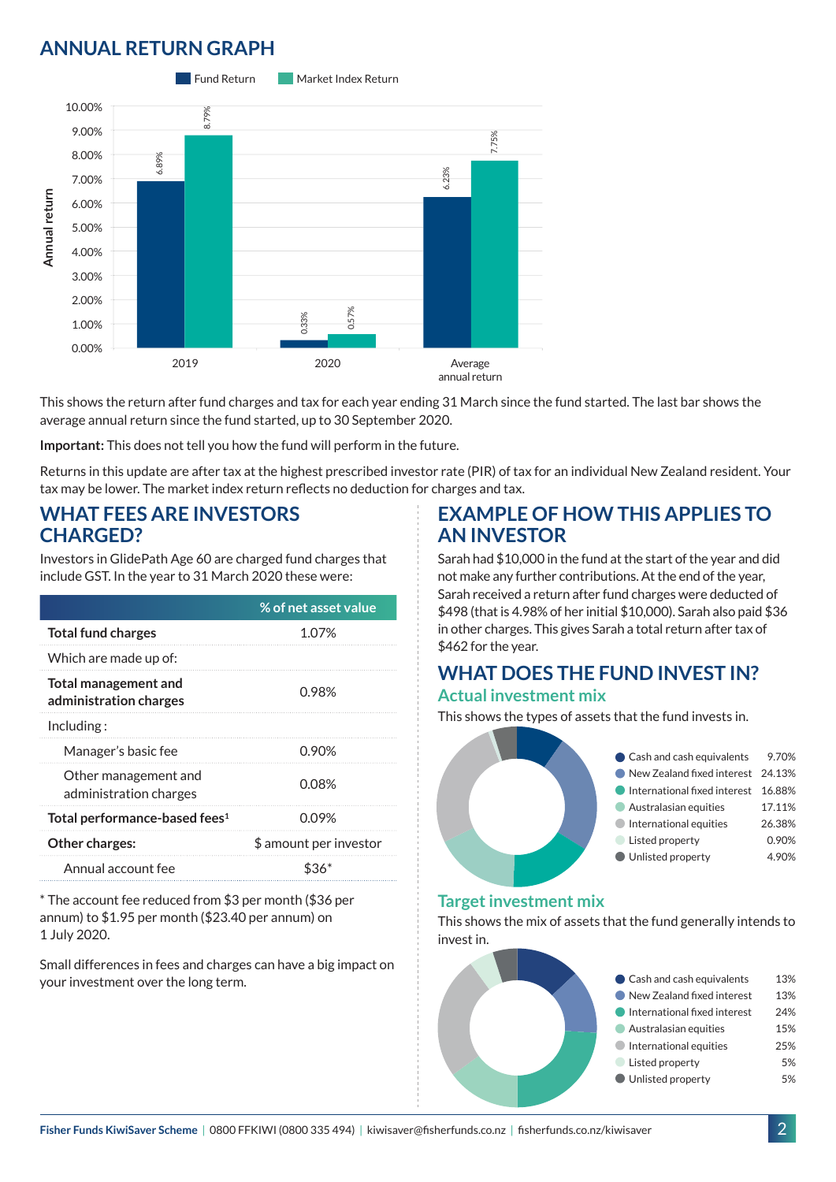## ANNUAL RETURN GRAPH

| | Fund Return | Market Index Return |
|---|---|---|
| 2019 | 6.89% | 8.79% |
| 2020 | 0.33% | 0.57% |
| Average annual return | 6.23% | 7.75% |

This shows the return after fund charges and tax for each year ending 31 March since the fund started. The last bar shows the average annual return since the fund started, up to 30 September 2020.

**Important:** This does not tell you how the fund will perform in the future.

Returns in this update are after tax at the highest prescribed investor rate (PIR) of tax for an individual New Zealand resident. Your tax may be lower. The market index return reflects no deduction for charges and tax.

## WHAT FEES ARE INVESTORS CHARGED?

Investors in GlidePath Age 60 are charged fund charges that include GST. In the year to 31 March 2020 these were:

| | % of net asset value |
|---|---|
| **Total fund charges** | 1.07% |
| Which are made up of: | |
| **Total management and administration charges** | 0.98% |
| Including : | |
| Manager's basic fee | 0.90% |
| Other management and administration charges | 0.08% |
| **Total performance-based fees**[1] | 0.09% |
| **Other charges:** | $ amount per investor |
| Annual account fee | $36* |

* The account fee reduced from $3 per month ($36 per annum) to $1.95 per month ($23.40 per annum) on 1 July 2020.

Small differences in fees and charges can have a big impact on your investment over the long term.

## EXAMPLE OF HOW THIS APPLIES TO AN INVESTOR

Sarah had $10,000 in the fund at the start of the year and did not make any further contributions. At the end of the year, Sarah received a return after fund charges were deducted of $498 (that is 4.98% of her initial $10,000). Sarah also paid $36 in other charges. This gives Sarah a total return after tax of $462 for the year.

## WHAT DOES THE FUND INVEST IN?

### Actual investment mix

This shows the types of assets that the fund invests in.

| Asset | % |
|---|---|
| Cash and cash equivalents | 9.70% |
| New Zealand fixed interest | 24.13% |
| International fixed interest | 16.88% |
| Australasian equities | 17.11% |
| International equities | 26.38% |
| Listed property | 0.90% |
| Unlisted property | 4.90% |

### Target investment mix

This shows the mix of assets that the fund generally intends to invest in.

| Asset | % |
|---|---|
| Cash and cash equivalents | 13% |
| New Zealand fixed interest | 13% |
| International fixed interest | 24% |
| Australasian equities | 15% |
| International equities | 25% |
| Listed property | 5% |
| Unlisted property | 5% |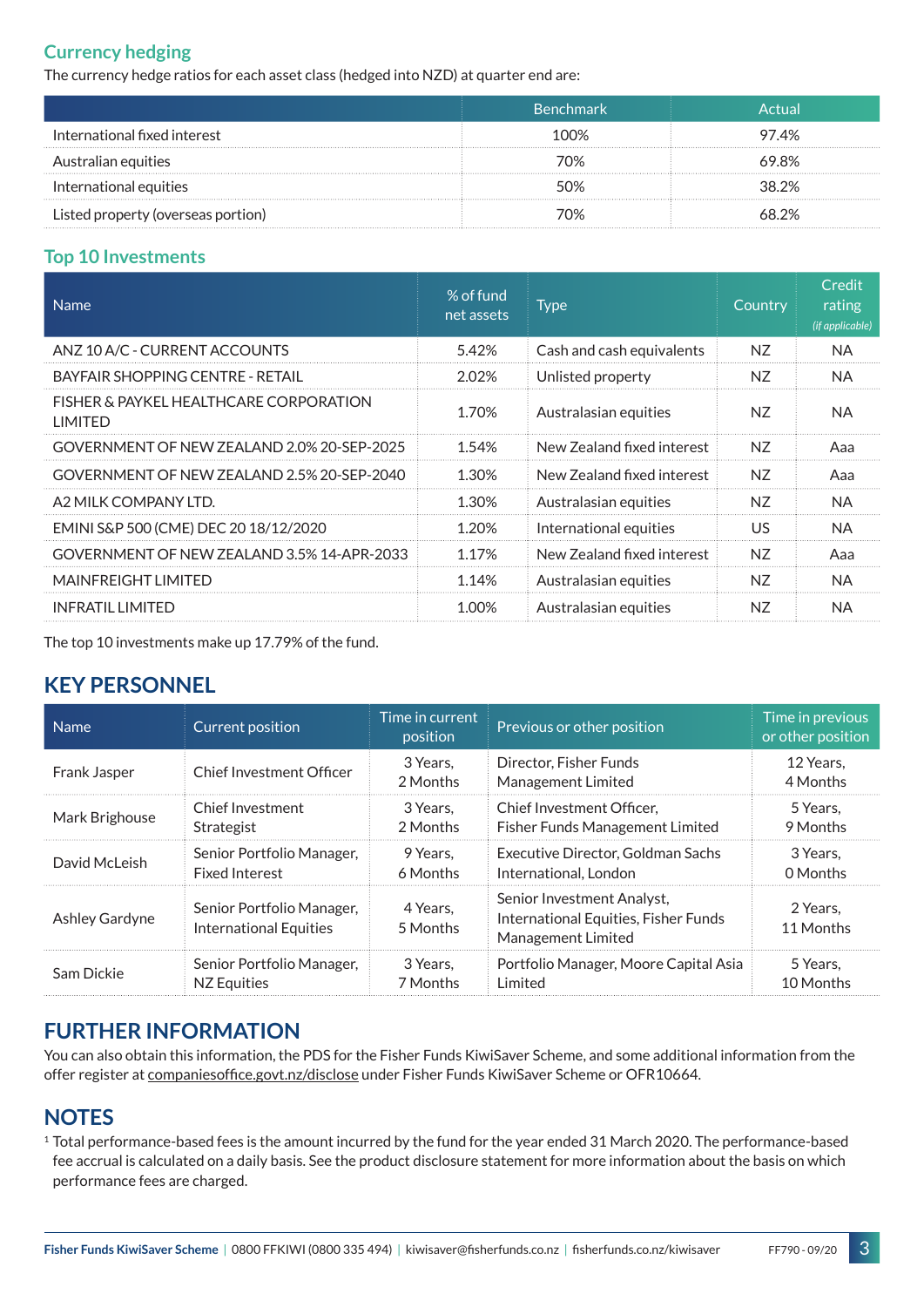## Currency hedging

The currency hedge ratios for each asset class (hedged into NZD) at quarter end are:

| | Benchmark | Actual |
|---|---|---|
| International fixed interest | 100% | 97.4% |
| Australian equities | 70% | 69.8% |
| International equities | 50% | 38.2% |
| Listed property (overseas portion) | 70% | 68.2% |

## Top 10 Investments

| Name | % of fund net assets | Type | Country | Credit rating (if applicable) |
|---|---|---|---|---|
| ANZ 10 A/C - CURRENT ACCOUNTS | 5.42% | Cash and cash equivalents | NZ | NA |
| BAYFAIR SHOPPING CENTRE - RETAIL | 2.02% | Unlisted property | NZ | NA |
| FISHER & PAYKEL HEALTHCARE CORPORATION LIMITED | 1.70% | Australasian equities | NZ | NA |
| GOVERNMENT OF NEW ZEALAND 2.0% 20-SEP-2025 | 1.54% | New Zealand fixed interest | NZ | Aaa |
| GOVERNMENT OF NEW ZEALAND 2.5% 20-SEP-2040 | 1.30% | New Zealand fixed interest | NZ | Aaa |
| A2 MILK COMPANY LTD. | 1.30% | Australasian equities | NZ | NA |
| EMINI S&P 500 (CME) DEC 20 18/12/2020 | 1.20% | International equities | US | NA |
| GOVERNMENT OF NEW ZEALAND 3.5% 14-APR-2033 | 1.17% | New Zealand fixed interest | NZ | Aaa |
| MAINFREIGHT LIMITED | 1.14% | Australasian equities | NZ | NA |
| INFRATIL LIMITED | 1.00% | Australasian equities | NZ | NA |

The top 10 investments make up 17.79% of the fund.

## KEY PERSONNEL

| Name | Current position | Time in current position | Previous or other position | Time in previous or other position |
|---|---|---|---|---|
| Frank Jasper | Chief Investment Officer | 3 Years, 2 Months | Director, Fisher Funds Management Limited | 12 Years, 4 Months |
| Mark Brighouse | Chief Investment Strategist | 3 Years, 2 Months | Chief Investment Officer, Fisher Funds Management Limited | 5 Years, 9 Months |
| David McLeish | Senior Portfolio Manager, Fixed Interest | 9 Years, 6 Months | Executive Director, Goldman Sachs International, London | 3 Years, 0 Months |
| Ashley Gardyne | Senior Portfolio Manager, International Equities | 4 Years, 5 Months | Senior Investment Analyst, International Equities, Fisher Funds Management Limited | 2 Years, 11 Months |
| Sam Dickie | Senior Portfolio Manager, NZ Equities | 3 Years, 7 Months | Portfolio Manager, Moore Capital Asia Limited | 5 Years, 10 Months |

## FURTHER INFORMATION

You can also obtain this information, the PDS for the Fisher Funds KiwiSaver Scheme, and some additional information from the offer register at companiesoffice.govt.nz/disclose under Fisher Funds KiwiSaver Scheme or OFR10664.

## NOTES

[1] Total performance-based fees is the amount incurred by the fund for the year ended 31 March 2020. The performance-based fee accrual is calculated on a daily basis. See the product disclosure statement for more information about the basis on which performance fees are charged.